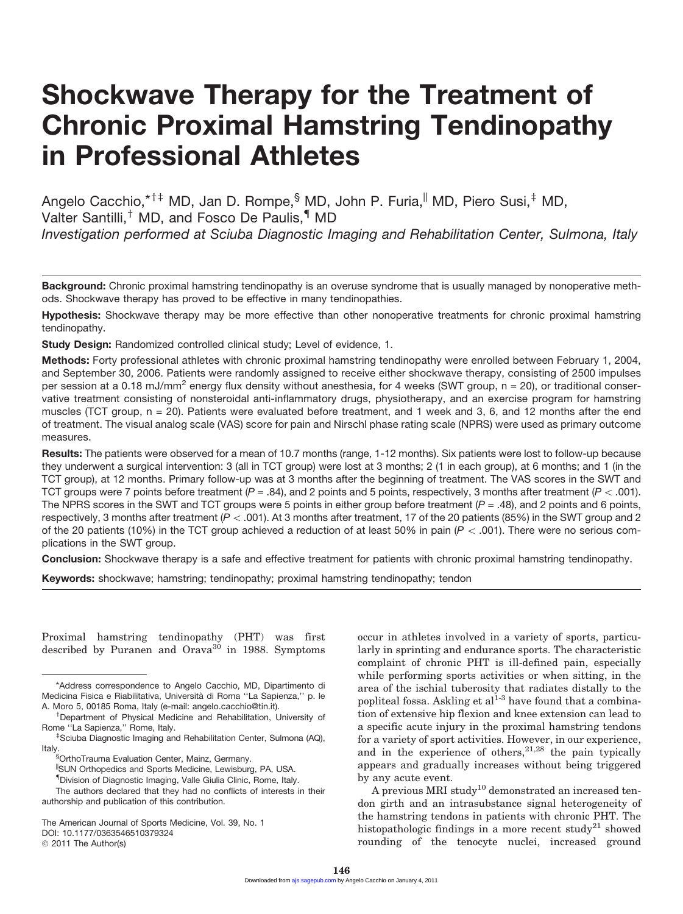# Shockwave Therapy for the Treatment of Chronic Proximal Hamstring Tendinopathy in Professional Athletes

Angelo Cacchio,*†‡ MD, Jan D. Rompe,§ MD, John P. Furia,‖ MD, Piero Susi,‡ MD, Valter Santilli,† MD, and Fosco De Paulis,¶ MD

*Investigation performed at Sciuba Diagnostic Imaging and Rehabilitation Center, Sulmona, Italy*

**Background:** Chronic proximal hamstring tendinopathy is an overuse syndrome that is usually managed by nonoperative methods. Shockwave therapy has proved to be effective in many tendinopathies.

**Hypothesis:** Shockwave therapy may be more effective than other nonoperative treatments for chronic proximal hamstring tendinopathy.

**Study Design:** Randomized controlled clinical study; Level of evidence, 1.

**Methods:** Forty professional athletes with chronic proximal hamstring tendinopathy were enrolled between February 1, 2004, and September 30, 2006. Patients were randomly assigned to receive either shockwave therapy, consisting of 2500 impulses per session at a 0.18 mJ/mm$^2$ energy flux density without anesthesia, for 4 weeks (SWT group, n = 20), or traditional conservative treatment consisting of nonsteroidal anti-inflammatory drugs, physiotherapy, and an exercise program for hamstring muscles (TCT group, n = 20). Patients were evaluated before treatment, and 1 week and 3, 6, and 12 months after the end of treatment. The visual analog scale (VAS) score for pain and Nirschl phase rating scale (NPRS) were used as primary outcome measures.

**Results:** The patients were observed for a mean of 10.7 months (range, 1-12 months). Six patients were lost to follow-up because they underwent a surgical intervention: 3 (all in TCT group) were lost at 3 months; 2 (1 in each group), at 6 months; and 1 (in the TCT group), at 12 months. Primary follow-up was at 3 months after the beginning of treatment. The VAS scores in the SWT and TCT groups were 7 points before treatment ($P$ = .84), and 2 points and 5 points, respectively, 3 months after treatment ($P < .001$). The NPRS scores in the SWT and TCT groups were 5 points in either group before treatment ($P$ = .48), and 2 points and 6 points, respectively, 3 months after treatment ($P < .001$). At 3 months after treatment, 17 of the 20 patients (85%) in the SWT group and 2 of the 20 patients (10%) in the TCT group achieved a reduction of at least 50% in pain ($P < .001$). There were no serious complications in the SWT group.

**Conclusion:** Shockwave therapy is a safe and effective treatment for patients with chronic proximal hamstring tendinopathy.

**Keywords:** shockwave; hamstring; tendinopathy; proximal hamstring tendinopathy; tendon

Proximal hamstring tendinopathy (PHT) was first described by Puranen and Orava[30] in 1988. Symptoms occur in athletes involved in a variety of sports, particularly in sprinting and endurance sports. The characteristic complaint of chronic PHT is ill-defined pain, especially while performing sports activities or when sitting, in the area of the ischial tuberosity that radiates distally to the popliteal fossa. Askling et al[1-3] have found that a combination of extensive hip flexion and knee extension can lead to a specific acute injury in the proximal hamstring tendons for a variety of sport activities. However, in our experience, and in the experience of others,[21,28] the pain typically appears and gradually increases without being triggered by any acute event.

A previous MRI study[10] demonstrated an increased tendon girth and an intrasubstance signal heterogeneity of the hamstring tendons in patients with chronic PHT. The histopathologic findings in a more recent study[21] showed rounding of the tenocyte nuclei, increased ground

---

*Address correspondence to Angelo Cacchio, MD, Dipartimento di Medicina Fisica e Riabilitativa, Università di Roma "La Sapienza," p. le A. Moro 5, 00185 Roma, Italy (e-mail: angelo.cacchio@tin.it).

†Department of Physical Medicine and Rehabilitation, University of Rome "La Sapienza," Rome, Italy.

‡Sciuba Diagnostic Imaging and Rehabilitation Center, Sulmona (AQ), Italy.

§OrthoTrauma Evaluation Center, Mainz, Germany.

‖SUN Orthopedics and Sports Medicine, Lewisburg, PA, USA.

¶Division of Diagnostic Imaging, Valle Giulia Clinic, Rome, Italy.

The authors declared that they had no conflicts of interests in their authorship and publication of this contribution.

The American Journal of Sports Medicine, Vol. 39, No. 1
DOI: 10.1177/0363546510379324
© 2011 The Author(s)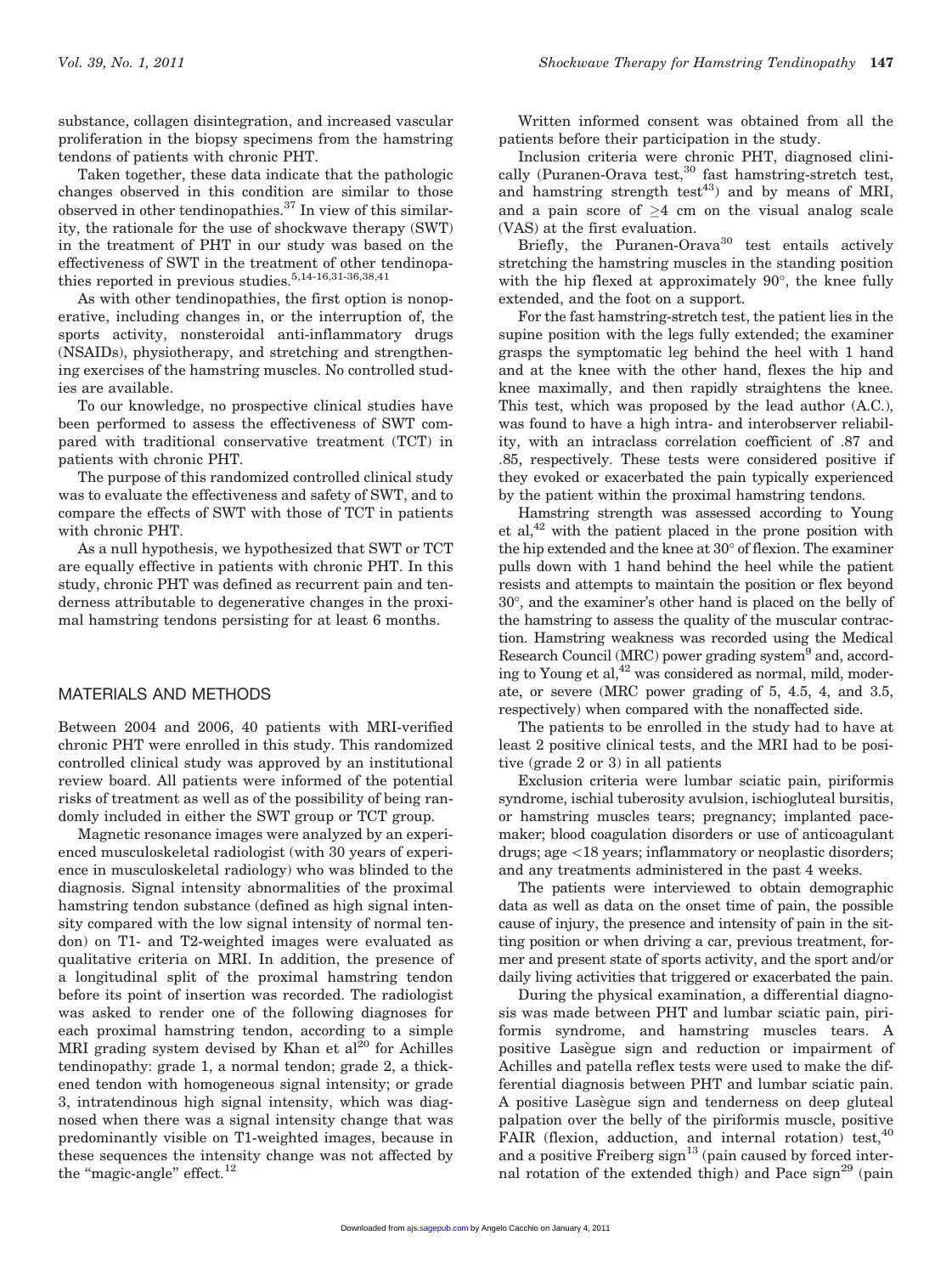substance, collagen disintegration, and increased vascular proliferation in the biopsy specimens from the hamstring tendons of patients with chronic PHT.

Taken together, these data indicate that the pathologic changes observed in this condition are similar to those observed in other tendinopathies.[37] In view of this similarity, the rationale for the use of shockwave therapy (SWT) in the treatment of PHT in our study was based on the effectiveness of SWT in the treatment of other tendinopathies reported in previous studies.[5,14-16,31-36,38,41]

As with other tendinopathies, the first option is nonoperative, including changes in, or the interruption of, the sports activity, nonsteroidal anti-inflammatory drugs (NSAIDs), physiotherapy, and stretching and strengthening exercises of the hamstring muscles. No controlled studies are available.

To our knowledge, no prospective clinical studies have been performed to assess the effectiveness of SWT compared with traditional conservative treatment (TCT) in patients with chronic PHT.

The purpose of this randomized controlled clinical study was to evaluate the effectiveness and safety of SWT, and to compare the effects of SWT with those of TCT in patients with chronic PHT.

As a null hypothesis, we hypothesized that SWT or TCT are equally effective in patients with chronic PHT. In this study, chronic PHT was defined as recurrent pain and tenderness attributable to degenerative changes in the proximal hamstring tendons persisting for at least 6 months.

## MATERIALS AND METHODS

Between 2004 and 2006, 40 patients with MRI-verified chronic PHT were enrolled in this study. This randomized controlled clinical study was approved by an institutional review board. All patients were informed of the potential risks of treatment as well as of the possibility of being randomly included in either the SWT group or TCT group.

Magnetic resonance images were analyzed by an experienced musculoskeletal radiologist (with 30 years of experience in musculoskeletal radiology) who was blinded to the diagnosis. Signal intensity abnormalities of the proximal hamstring tendon substance (defined as high signal intensity compared with the low signal intensity of normal tendon) on T1- and T2-weighted images were evaluated as qualitative criteria on MRI. In addition, the presence of a longitudinal split of the proximal hamstring tendon before its point of insertion was recorded. The radiologist was asked to render one of the following diagnoses for each proximal hamstring tendon, according to a simple MRI grading system devised by Khan et al[20] for Achilles tendinopathy: grade 1, a normal tendon; grade 2, a thickened tendon with homogeneous signal intensity; or grade 3, intratendinous high signal intensity, which was diagnosed when there was a signal intensity change that was predominantly visible on T1-weighted images, because in these sequences the intensity change was not affected by the "magic-angle" effect.[12]

Written informed consent was obtained from all the patients before their participation in the study.

Inclusion criteria were chronic PHT, diagnosed clinically (Puranen-Orava test,[30] fast hamstring-stretch test, and hamstring strength test[43]) and by means of MRI, and a pain score of $\geq$4 cm on the visual analog scale (VAS) at the first evaluation.

Briefly, the Puranen-Orava[30] test entails actively stretching the hamstring muscles in the standing position with the hip flexed at approximately 90°, the knee fully extended, and the foot on a support.

For the fast hamstring-stretch test, the patient lies in the supine position with the legs fully extended; the examiner grasps the symptomatic leg behind the heel with 1 hand and at the knee with the other hand, flexes the hip and knee maximally, and then rapidly straightens the knee. This test, which was proposed by the lead author (A.C.), was found to have a high intra- and interobserver reliability, with an intraclass correlation coefficient of .87 and .85, respectively. These tests were considered positive if they evoked or exacerbated the pain typically experienced by the patient within the proximal hamstring tendons.

Hamstring strength was assessed according to Young et al,[42] with the patient placed in the prone position with the hip extended and the knee at 30° of flexion. The examiner pulls down with 1 hand behind the heel while the patient resists and attempts to maintain the position or flex beyond 30°, and the examiner's other hand is placed on the belly of the hamstring to assess the quality of the muscular contraction. Hamstring weakness was recorded using the Medical Research Council (MRC) power grading system[9] and, according to Young et al,[42] was considered as normal, mild, moderate, or severe (MRC power grading of 5, 4.5, 4, and 3.5, respectively) when compared with the nonaffected side.

The patients to be enrolled in the study had to have at least 2 positive clinical tests, and the MRI had to be positive (grade 2 or 3) in all patients

Exclusion criteria were lumbar sciatic pain, piriformis syndrome, ischial tuberosity avulsion, ischiogluteal bursitis, or hamstring muscles tears; pregnancy; implanted pacemaker; blood coagulation disorders or use of anticoagulant drugs; age <18 years; inflammatory or neoplastic disorders; and any treatments administered in the past 4 weeks.

The patients were interviewed to obtain demographic data as well as data on the onset time of pain, the possible cause of injury, the presence and intensity of pain in the sitting position or when driving a car, previous treatment, former and present state of sports activity, and the sport and/or daily living activities that triggered or exacerbated the pain.

During the physical examination, a differential diagnosis was made between PHT and lumbar sciatic pain, piriformis syndrome, and hamstring muscles tears. A positive Lasègue sign and reduction or impairment of Achilles and patella reflex tests were used to make the differential diagnosis between PHT and lumbar sciatic pain. A positive Lasègue sign and tenderness on deep gluteal palpation over the belly of the piriformis muscle, positive FAIR (flexion, adduction, and internal rotation) test,[40] and a positive Freiberg sign[13] (pain caused by forced internal rotation of the extended thigh) and Pace sign[29] (pain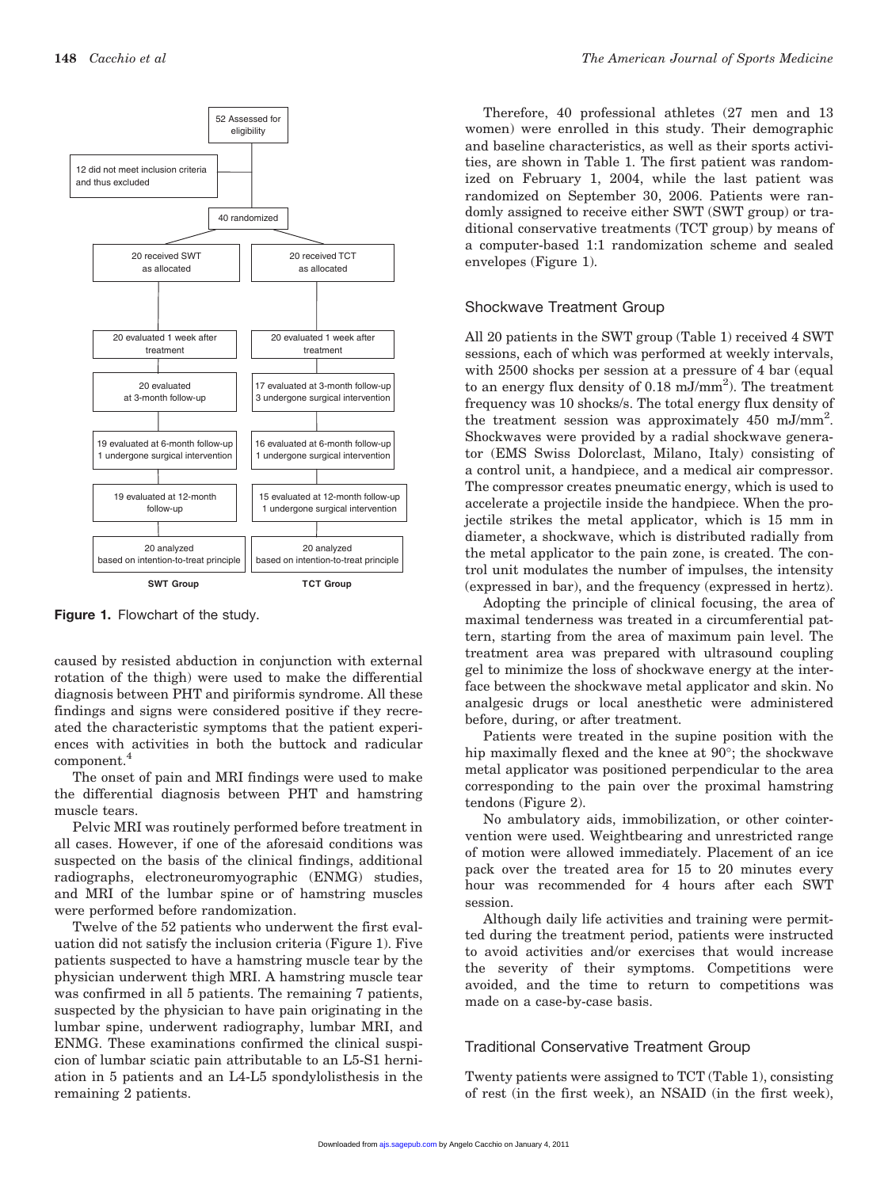- 52 Assessed for eligibility
- 12 did not meet inclusion criteria and thus excluded
- 40 randomized

| SWT Group | TCT Group |
|---|---|
| 20 received SWT as allocated | 20 received TCT as allocated |
| 20 evaluated 1 week after treatment | 20 evaluated 1 week after treatment |
| 20 evaluated at 3-month follow-up | 17 evaluated at 3-month follow-up; 3 undergone surgical intervention |
| 19 evaluated at 6-month follow-up; 1 undergone surgical intervention | 16 evaluated at 6-month follow-up; 1 undergone surgical intervention |
| 19 evaluated at 12-month follow-up | 15 evaluated at 12-month follow-up; 1 undergone surgical intervention |
| 20 analyzed based on intention-to-treat principle | 20 analyzed based on intention-to-treat principle |

**Figure 1.** Flowchart of the study.

caused by resisted abduction in conjunction with external rotation of the thigh) were used to make the differential diagnosis between PHT and piriformis syndrome. All these findings and signs were considered positive if they recreated the characteristic symptoms that the patient experiences with activities in both the buttock and radicular component.[4]

The onset of pain and MRI findings were used to make the differential diagnosis between PHT and hamstring muscle tears.

Pelvic MRI was routinely performed before treatment in all cases. However, if one of the aforesaid conditions was suspected on the basis of the clinical findings, additional radiographs, electroneuromyographic (ENMG) studies, and MRI of the lumbar spine or of hamstring muscles were performed before randomization.

Twelve of the 52 patients who underwent the first evaluation did not satisfy the inclusion criteria (Figure 1). Five patients suspected to have a hamstring muscle tear by the physician underwent thigh MRI. A hamstring muscle tear was confirmed in all 5 patients. The remaining 7 patients, suspected by the physician to have pain originating in the lumbar spine, underwent radiography, lumbar MRI, and ENMG. These examinations confirmed the clinical suspicion of lumbar sciatic pain attributable to an L5-S1 herniation in 5 patients and an L4-L5 spondylolisthesis in the remaining 2 patients.

Therefore, 40 professional athletes (27 men and 13 women) were enrolled in this study. Their demographic and baseline characteristics, as well as their sports activities, are shown in Table 1. The first patient was randomized on February 1, 2004, while the last patient was randomized on September 30, 2006. Patients were randomly assigned to receive either SWT (SWT group) or traditional conservative treatments (TCT group) by means of a computer-based 1:1 randomization scheme and sealed envelopes (Figure 1).

## Shockwave Treatment Group

All 20 patients in the SWT group (Table 1) received 4 SWT sessions, each of which was performed at weekly intervals, with 2500 shocks per session at a pressure of 4 bar (equal to an energy flux density of 0.18 mJ/mm$^2$). The treatment frequency was 10 shocks/s. The total energy flux density of the treatment session was approximately 450 mJ/mm$^2$. Shockwaves were provided by a radial shockwave generator (EMS Swiss Dolorclast, Milano, Italy) consisting of a control unit, a handpiece, and a medical air compressor. The compressor creates pneumatic energy, which is used to accelerate a projectile inside the handpiece. When the projectile strikes the metal applicator, which is 15 mm in diameter, a shockwave, which is distributed radially from the metal applicator to the pain zone, is created. The control unit modulates the number of impulses, the intensity (expressed in bar), and the frequency (expressed in hertz).

Adopting the principle of clinical focusing, the area of maximal tenderness was treated in a circumferential pattern, starting from the area of maximum pain level. The treatment area was prepared with ultrasound coupling gel to minimize the loss of shockwave energy at the interface between the shockwave metal applicator and skin. No analgesic drugs or local anesthetic were administered before, during, or after treatment.

Patients were treated in the supine position with the hip maximally flexed and the knee at 90°; the shockwave metal applicator was positioned perpendicular to the area corresponding to the pain over the proximal hamstring tendons (Figure 2).

No ambulatory aids, immobilization, or other cointervention were used. Weightbearing and unrestricted range of motion were allowed immediately. Placement of an ice pack over the treated area for 15 to 20 minutes every hour was recommended for 4 hours after each SWT session.

Although daily life activities and training were permitted during the treatment period, patients were instructed to avoid activities and/or exercises that would increase the severity of their symptoms. Competitions were avoided, and the time to return to competitions was made on a case-by-case basis.

## Traditional Conservative Treatment Group

Twenty patients were assigned to TCT (Table 1), consisting of rest (in the first week), an NSAID (in the first week),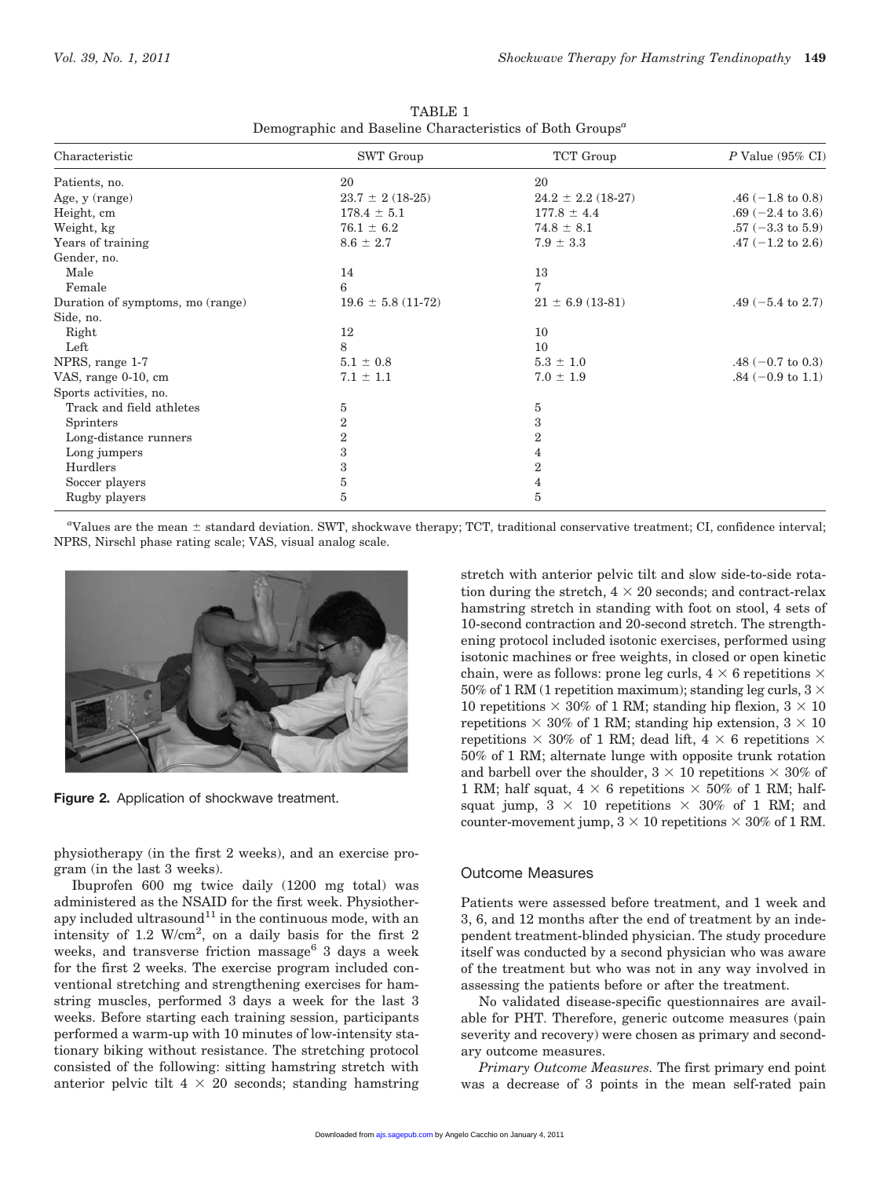TABLE 1
Demographic and Baseline Characteristics of Both Groups[a]

| Characteristic | SWT Group | TCT Group | P Value (95% CI) |
|---|---|---|---|
| Patients, no. | 20 | 20 | |
| Age, y (range) | 23.7 ± 2 (18-25) | 24.2 ± 2.2 (18-27) | .46 (−1.8 to 0.8) |
| Height, cm | 178.4 ± 5.1 | 177.8 ± 4.4 | .69 (−2.4 to 3.6) |
| Weight, kg | 76.1 ± 6.2 | 74.8 ± 8.1 | .57 (−3.3 to 5.9) |
| Years of training | 8.6 ± 2.7 | 7.9 ± 3.3 | .47 (−1.2 to 2.6) |
| Gender, no. | | | |
| Male | 14 | 13 | |
| Female | 6 | 7 | |
| Duration of symptoms, mo (range) | 19.6 ± 5.8 (11-72) | 21 ± 6.9 (13-81) | .49 (−5.4 to 2.7) |
| Side, no. | | | |
| Right | 12 | 10 | |
| Left | 8 | 10 | |
| NPRS, range 1-7 | 5.1 ± 0.8 | 5.3 ± 1.0 | .48 (−0.7 to 0.3) |
| VAS, range 0-10, cm | 7.1 ± 1.1 | 7.0 ± 1.9 | .84 (−0.9 to 1.1) |
| Sports activities, no. | | | |
| Track and field athletes | 5 | 5 | |
| Sprinters | 2 | 3 | |
| Long-distance runners | 2 | 2 | |
| Long jumpers | 3 | 4 | |
| Hurdlers | 3 | 2 | |
| Soccer players | 5 | 4 | |
| Rugby players | 5 | 5 | |

[a]Values are the mean ± standard deviation. SWT, shockwave therapy; TCT, traditional conservative treatment; CI, confidence interval; NPRS, Nirschl phase rating scale; VAS, visual analog scale.

**Figure 2.** Application of shockwave treatment.

physiotherapy (in the first 2 weeks), and an exercise program (in the last 3 weeks).

Ibuprofen 600 mg twice daily (1200 mg total) was administered as the NSAID for the first week. Physiotherapy included ultrasound[11] in the continuous mode, with an intensity of 1.2 W/cm$^2$, on a daily basis for the first 2 weeks, and transverse friction massage[6] 3 days a week for the first 2 weeks. The exercise program included conventional stretching and strengthening exercises for hamstring muscles, performed 3 days a week for the last 3 weeks. Before starting each training session, participants performed a warm-up with 10 minutes of low-intensity stationary biking without resistance. The stretching protocol consisted of the following: sitting hamstring stretch with anterior pelvic tilt 4 × 20 seconds; standing hamstring stretch with anterior pelvic tilt and slow side-to-side rotation during the stretch, 4 × 20 seconds; and contract-relax hamstring stretch in standing with foot on stool, 4 sets of 10-second contraction and 20-second stretch. The strengthening protocol included isotonic exercises, performed using isotonic machines or free weights, in closed or open kinetic chain, were as follows: prone leg curls, 4 × 6 repetitions × 50% of 1 RM (1 repetition maximum); standing leg curls, 3 × 10 repetitions × 30% of 1 RM; standing hip flexion, 3 × 10 repetitions × 30% of 1 RM; standing hip extension, 3 × 10 repetitions × 30% of 1 RM; dead lift, 4 × 6 repetitions × 50% of 1 RM; alternate lunge with opposite trunk rotation and barbell over the shoulder, 3 × 10 repetitions × 30% of 1 RM; half squat, 4 × 6 repetitions × 50% of 1 RM; half-squat jump, 3 × 10 repetitions × 30% of 1 RM; and counter-movement jump, 3 × 10 repetitions × 30% of 1 RM.

## Outcome Measures

Patients were assessed before treatment, and 1 week and 3, 6, and 12 months after the end of treatment by an independent treatment-blinded physician. The study procedure itself was conducted by a second physician who was aware of the treatment but who was not in any way involved in assessing the patients before or after the treatment.

No validated disease-specific questionnaires are available for PHT. Therefore, generic outcome measures (pain severity and recovery) were chosen as primary and secondary outcome measures.

*Primary Outcome Measures.* The first primary end point was a decrease of 3 points in the mean self-rated pain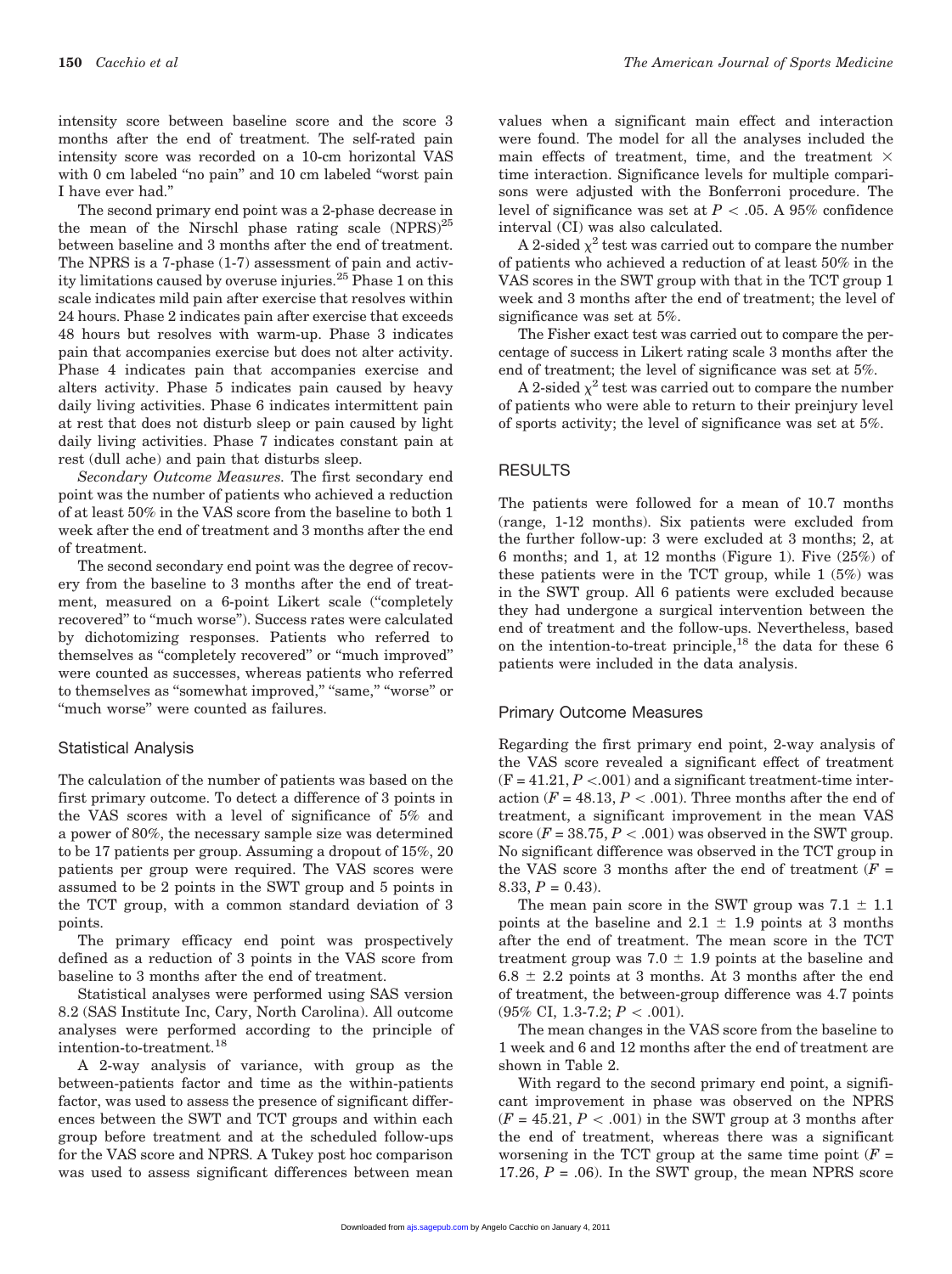intensity score between baseline score and the score 3 months after the end of treatment. The self-rated pain intensity score was recorded on a 10-cm horizontal VAS with 0 cm labeled "no pain" and 10 cm labeled "worst pain I have ever had."

The second primary end point was a 2-phase decrease in the mean of the Nirschl phase rating scale (NPRS)[25] between baseline and 3 months after the end of treatment. The NPRS is a 7-phase (1-7) assessment of pain and activity limitations caused by overuse injuries.[25] Phase 1 on this scale indicates mild pain after exercise that resolves within 24 hours. Phase 2 indicates pain after exercise that exceeds 48 hours but resolves with warm-up. Phase 3 indicates pain that accompanies exercise but does not alter activity. Phase 4 indicates pain that accompanies exercise and alters activity. Phase 5 indicates pain caused by heavy daily living activities. Phase 6 indicates intermittent pain at rest that does not disturb sleep or pain caused by light daily living activities. Phase 7 indicates constant pain at rest (dull ache) and pain that disturbs sleep.

*Secondary Outcome Measures.* The first secondary end point was the number of patients who achieved a reduction of at least 50% in the VAS score from the baseline to both 1 week after the end of treatment and 3 months after the end of treatment.

The second secondary end point was the degree of recovery from the baseline to 3 months after the end of treatment, measured on a 6-point Likert scale ("completely recovered" to "much worse"). Success rates were calculated by dichotomizing responses. Patients who referred to themselves as "completely recovered" or "much improved" were counted as successes, whereas patients who referred to themselves as "somewhat improved," "same," "worse" or "much worse" were counted as failures.

### Statistical Analysis

The calculation of the number of patients was based on the first primary outcome. To detect a difference of 3 points in the VAS scores with a level of significance of 5% and a power of 80%, the necessary sample size was determined to be 17 patients per group. Assuming a dropout of 15%, 20 patients per group were required. The VAS scores were assumed to be 2 points in the SWT group and 5 points in the TCT group, with a common standard deviation of 3 points.

The primary efficacy end point was prospectively defined as a reduction of 3 points in the VAS score from baseline to 3 months after the end of treatment.

Statistical analyses were performed using SAS version 8.2 (SAS Institute Inc, Cary, North Carolina). All outcome analyses were performed according to the principle of intention-to-treatment.[18]

A 2-way analysis of variance, with group as the between-patients factor and time as the within-patients factor, was used to assess the presence of significant differences between the SWT and TCT groups and within each group before treatment and at the scheduled follow-ups for the VAS score and NPRS. A Tukey post hoc comparison was used to assess significant differences between mean values when a significant main effect and interaction were found. The model for all the analyses included the main effects of treatment, time, and the treatment × time interaction. Significance levels for multiple comparisons were adjusted with the Bonferroni procedure. The level of significance was set at $P < .05$. A 95% confidence interval (CI) was also calculated.

A 2-sided $\chi^2$ test was carried out to compare the number of patients who achieved a reduction of at least 50% in the VAS scores in the SWT group with that in the TCT group 1 week and 3 months after the end of treatment; the level of significance was set at 5%.

The Fisher exact test was carried out to compare the percentage of success in Likert rating scale 3 months after the end of treatment; the level of significance was set at 5%.

A 2-sided $\chi^2$ test was carried out to compare the number of patients who were able to return to their preinjury level of sports activity; the level of significance was set at 5%.

## RESULTS

The patients were followed for a mean of 10.7 months (range, 1-12 months). Six patients were excluded from the further follow-up: 3 were excluded at 3 months; 2, at 6 months; and 1, at 12 months (Figure 1). Five (25%) of these patients were in the TCT group, while 1 (5%) was in the SWT group. All 6 patients were excluded because they had undergone a surgical intervention between the end of treatment and the follow-ups. Nevertheless, based on the intention-to-treat principle,[18] the data for these 6 patients were included in the data analysis.

### Primary Outcome Measures

Regarding the first primary end point, 2-way analysis of the VAS score revealed a significant effect of treatment ($F = 41.21$, $P < .001$) and a significant treatment-time interaction ($F = 48.13$, $P < .001$). Three months after the end of treatment, a significant improvement in the mean VAS score ($F = 38.75$, $P < .001$) was observed in the SWT group. No significant difference was observed in the TCT group in the VAS score 3 months after the end of treatment ($F = 8.33$, $P = 0.43$).

The mean pain score in the SWT group was $7.1 \pm 1.1$ points at the baseline and $2.1 \pm 1.9$ points at 3 months after the end of treatment. The mean score in the TCT treatment group was $7.0 \pm 1.9$ points at the baseline and $6.8 \pm 2.2$ points at 3 months. At 3 months after the end of treatment, the between-group difference was 4.7 points (95% CI, 1.3-7.2; $P < .001$).

The mean changes in the VAS score from the baseline to 1 week and 6 and 12 months after the end of treatment are shown in Table 2.

With regard to the second primary end point, a significant improvement in phase was observed on the NPRS ($F = 45.21$, $P < .001$) in the SWT group at 3 months after the end of treatment, whereas there was a significant worsening in the TCT group at the same time point ($F = 17.26$, $P = .06$). In the SWT group, the mean NPRS score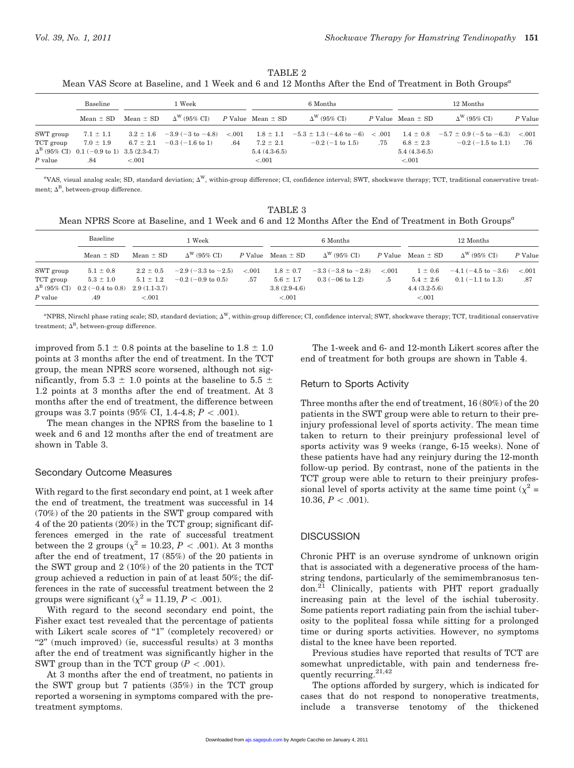TABLE 2
Mean VAS Score at Baseline, and 1 Week and 6 and 12 Months After the End of Treatment in Both Groups[a]

| | Baseline | 1 Week | | | 6 Months | | | 12 Months | | |
|---|---|---|---|---|---|---|---|---|---|---|
| | Mean ± SD | Mean ± SD | $\Delta^W$ (95% CI) | P Value | Mean ± SD | $\Delta^W$ (95% CI) | P Value | Mean ± SD | $\Delta^W$ (95% CI) | P Value |
| SWT group | 7.1 ± 1.1 | 3.2 ± 1.6 | −3.9 (−3 to −4.8) | <.001 | 1.8 ± 1.1 | −5.3 ± 1.3 (−4.6 to −6) | < .001 | 1.4 ± 0.8 | −5.7 ± 0.9 (−5 to −6.3) | <.001 |
| TCT group | 7.0 ± 1.9 | 6.7 ± 2.1 | −0.3 (−1.6 to 1) | .64 | 7.2 ± 2.1 | −0.2 (−1 to 1.5) | .75 | 6.8 ± 2.3 | −0.2 (−1.5 to 1.1) | .76 |
| $\Delta^B$ (95% CI) | 0.1 (−0.9 to 1) | 3.5 (2.3-4.7) | | | 5.4 (4.3-6.5) | | | 5.4 (4.3-6.5) | | |
| P value | .84 | <.001 | | | <.001 | | | <.001 | | |

[a]VAS, visual analog scale; SD, standard deviation; $\Delta^W$, within-group difference; CI, confidence interval; SWT, shockwave therapy; TCT, traditional conservative treatment; $\Delta^B$, between-group difference.

TABLE 3
Mean NPRS Score at Baseline, and 1 Week and 6 and 12 Months After the End of Treatment in Both Groups[a]

| | Baseline | 1 Week | | | 6 Months | | | 12 Months | | |
|---|---|---|---|---|---|---|---|---|---|---|
| | Mean ± SD | Mean ± SD | $\Delta^W$ (95% CI) | P Value | Mean ± SD | $\Delta^W$ (95% CI) | P Value | Mean ± SD | $\Delta^W$ (95% CI) | P Value |
| SWT group | 5.1 ± 0.8 | 2.2 ± 0.5 | −2.9 (−3.3 to −2.5) | <.001 | 1.8 ± 0.7 | −3.3 (−3.8 to −2.8) | <.001 | 1 ± 0.6 | −4.1 (−4.5 to −3.6) | <.001 |
| TCT group | 5.3 ± 1.0 | 5.1 ± 1.2 | −0.2 (−0.9 to 0.5) | .57 | 5.6 ± 1.7 | 0.3 (−06 to 1.2) | .5 | 5.4 ± 2.6 | 0.1 (−1.1 to 1.3) | .87 |
| $\Delta^B$ (95% CI) | 0.2 (−0.4 to 0.8) | 2.9 (1.1-3.7) | | | 3.8 (2.9-4.6) | | | 4.4 (3.2-5.6) | | |
| P value | .49 | <.001 | | | <.001 | | | <.001 | | |

[a]NPRS, Nirschl phase rating scale; SD, standard deviation; $\Delta^W$, within-group difference; CI, confidence interval; SWT, shockwave therapy; TCT, traditional conservative treatment; $\Delta^B$, between-group difference.

improved from 5.1 ± 0.8 points at the baseline to 1.8 ± 1.0 points at 3 months after the end of treatment. In the TCT group, the mean NPRS score worsened, although not significantly, from 5.3 ± 1.0 points at the baseline to 5.5 ± 1.2 points at 3 months after the end of treatment. At 3 months after the end of treatment, the difference between groups was 3.7 points (95% CI, 1.4-4.8; $P < .001$).

The mean changes in the NPRS from the baseline to 1 week and 6 and 12 months after the end of treatment are shown in Table 3.

### Secondary Outcome Measures

With regard to the first secondary end point, at 1 week after the end of treatment, the treatment was successful in 14 (70%) of the 20 patients in the SWT group compared with 4 of the 20 patients (20%) in the TCT group; significant differences emerged in the rate of successful treatment between the 2 groups ($\chi^2 = 10.23$, $P < .001$). At 3 months after the end of treatment, 17 (85%) of the 20 patients in the SWT group and 2 (10%) of the 20 patients in the TCT group achieved a reduction in pain of at least 50%; the differences in the rate of successful treatment between the 2 groups were significant ($\chi^2 = 11.19$, $P < .001$).

With regard to the second secondary end point, the Fisher exact test revealed that the percentage of patients with Likert scale scores of "1" (completely recovered) or "2" (much improved) (ie, successful results) at 3 months after the end of treatment was significantly higher in the SWT group than in the TCT group ($P < .001$).

At 3 months after the end of treatment, no patients in the SWT group but 7 patients (35%) in the TCT group reported a worsening in symptoms compared with the pretreatment symptoms.

The 1-week and 6- and 12-month Likert scores after the end of treatment for both groups are shown in Table 4.

### Return to Sports Activity

Three months after the end of treatment, 16 (80%) of the 20 patients in the SWT group were able to return to their preinjury professional level of sports activity. The mean time taken to return to their preinjury professional level of sports activity was 9 weeks (range, 6-15 weeks). None of these patients have had any reinjury during the 12-month follow-up period. By contrast, none of the patients in the TCT group were able to return to their preinjury professional level of sports activity at the same time point ($\chi^2 = 10.36$, $P < .001$).

## DISCUSSION

Chronic PHT is an overuse syndrome of unknown origin that is associated with a degenerative process of the hamstring tendons, particularly of the semimembranosus tendon.[21] Clinically, patients with PHT report gradually increasing pain at the level of the ischial tuberosity. Some patients report radiating pain from the ischial tuberosity to the popliteal fossa while sitting for a prolonged time or during sports activities. However, no symptoms distal to the knee have been reported.

Previous studies have reported that results of TCT are somewhat unpredictable, with pain and tenderness frequently recurring.[21,42]

The options afforded by surgery, which is indicated for cases that do not respond to nonoperative treatments, include a transverse tenotomy of the thickened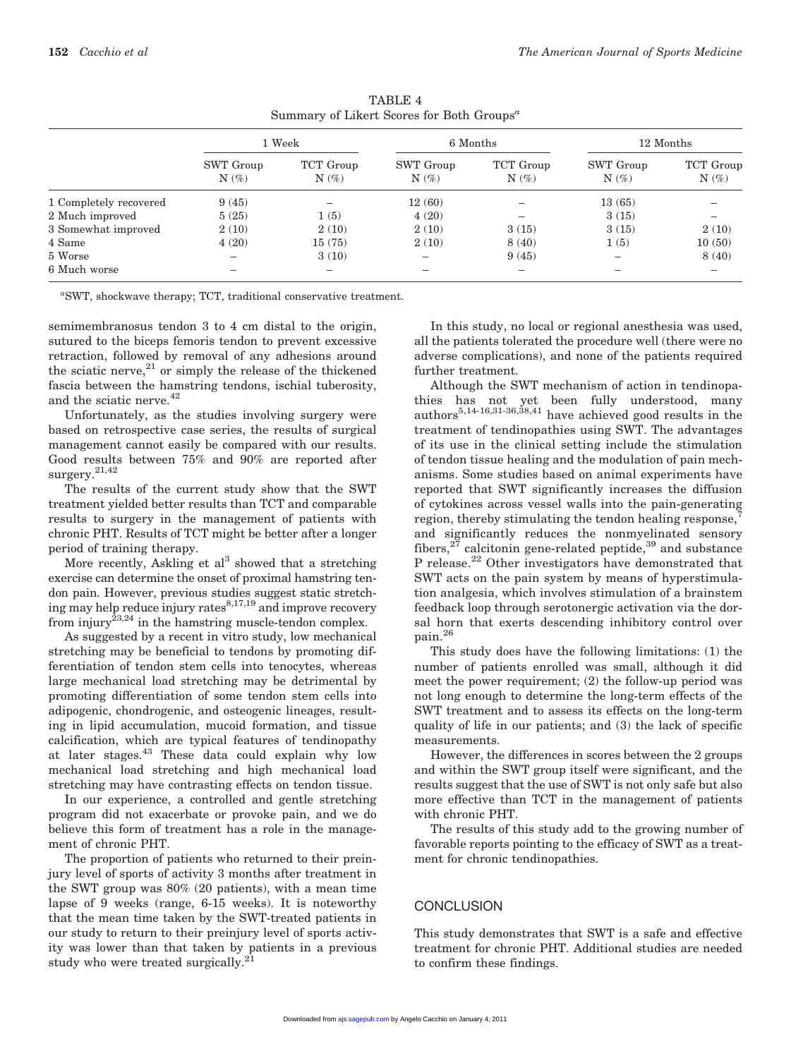TABLE 4
Summary of Likert Scores for Both Groups[a]

| | 1 Week | | 6 Months | | 12 Months | |
|---|---|---|---|---|---|---|
| | SWT Group N (%) | TCT Group N (%) | SWT Group N (%) | TCT Group N (%) | SWT Group N (%) | TCT Group N (%) |
| 1 Completely recovered | 9 (45) | – | 12 (60) | – | 13 (65) | – |
| 2 Much improved | 5 (25) | 1 (5) | 4 (20) | – | 3 (15) | – |
| 3 Somewhat improved | 2 (10) | 2 (10) | 2 (10) | 3 (15) | 3 (15) | 2 (10) |
| 4 Same | 4 (20) | 15 (75) | 2 (10) | 8 (40) | 1 (5) | 10 (50) |
| 5 Worse | – | 3 (10) | – | 9 (45) | – | 8 (40) |
| 6 Much worse | – | – | – | – | – | – |

[a]SWT, shockwave therapy; TCT, traditional conservative treatment.

semimembranosus tendon 3 to 4 cm distal to the origin, sutured to the biceps femoris tendon to prevent excessive retraction, followed by removal of any adhesions around the sciatic nerve,[21] or simply the release of the thickened fascia between the hamstring tendons, ischial tuberosity, and the sciatic nerve.[42]

Unfortunately, as the studies involving surgery were based on retrospective case series, the results of surgical management cannot easily be compared with our results. Good results between 75% and 90% are reported after surgery.[21,42]

The results of the current study show that the SWT treatment yielded better results than TCT and comparable results to surgery in the management of patients with chronic PHT. Results of TCT might be better after a longer period of training therapy.

More recently, Askling et al[3] showed that a stretching exercise can determine the onset of proximal hamstring tendon pain. However, previous studies suggest static stretching may help reduce injury rates[8,17,19] and improve recovery from injury[23,24] in the hamstring muscle-tendon complex.

As suggested by a recent in vitro study, low mechanical stretching may be beneficial to tendons by promoting differentiation of tendon stem cells into tenocytes, whereas large mechanical load stretching may be detrimental by promoting differentiation of some tendon stem cells into adipogenic, chondrogenic, and osteogenic lineages, resulting in lipid accumulation, mucoid formation, and tissue calcification, which are typical features of tendinopathy at later stages.[43] These data could explain why low mechanical load stretching and high mechanical load stretching may have contrasting effects on tendon tissue.

In our experience, a controlled and gentle stretching program did not exacerbate or provoke pain, and we do believe this form of treatment has a role in the management of chronic PHT.

The proportion of patients who returned to their preinjury level of sports of activity 3 months after treatment in the SWT group was 80% (20 patients), with a mean time lapse of 9 weeks (range, 6-15 weeks). It is noteworthy that the mean time taken by the SWT-treated patients in our study to return to their preinjury level of sports activity was lower than that taken by patients in a previous study who were treated surgically.[21]

In this study, no local or regional anesthesia was used, all the patients tolerated the procedure well (there were no adverse complications), and none of the patients required further treatment.

Although the SWT mechanism of action in tendinopathies has not yet been fully understood, many authors[5,14-16,31-36,38,41] have achieved good results in the treatment of tendinopathies using SWT. The advantages of its use in the clinical setting include the stimulation of tendon tissue healing and the modulation of pain mechanisms. Some studies based on animal experiments have reported that SWT significantly increases the diffusion of cytokines across vessel walls into the pain-generating region, thereby stimulating the tendon healing response,[7] and significantly reduces the nonmyelinated sensory fibers,[27] calcitonin gene-related peptide,[39] and substance P release.[22] Other investigators have demonstrated that SWT acts on the pain system by means of hyperstimulation analgesia, which involves stimulation of a brainstem feedback loop through serotonergic activation via the dorsal horn that exerts descending inhibitory control over pain.[26]

This study does have the following limitations: (1) the number of patients enrolled was small, although it did meet the power requirement; (2) the follow-up period was not long enough to determine the long-term effects of the SWT treatment and to assess its effects on the long-term quality of life in our patients; and (3) the lack of specific measurements.

However, the differences in scores between the 2 groups and within the SWT group itself were significant, and the results suggest that the use of SWT is not only safe but also more effective than TCT in the management of patients with chronic PHT.

The results of this study add to the growing number of favorable reports pointing to the efficacy of SWT as a treatment for chronic tendinopathies.

## CONCLUSION

This study demonstrates that SWT is a safe and effective treatment for chronic PHT. Additional studies are needed to confirm these findings.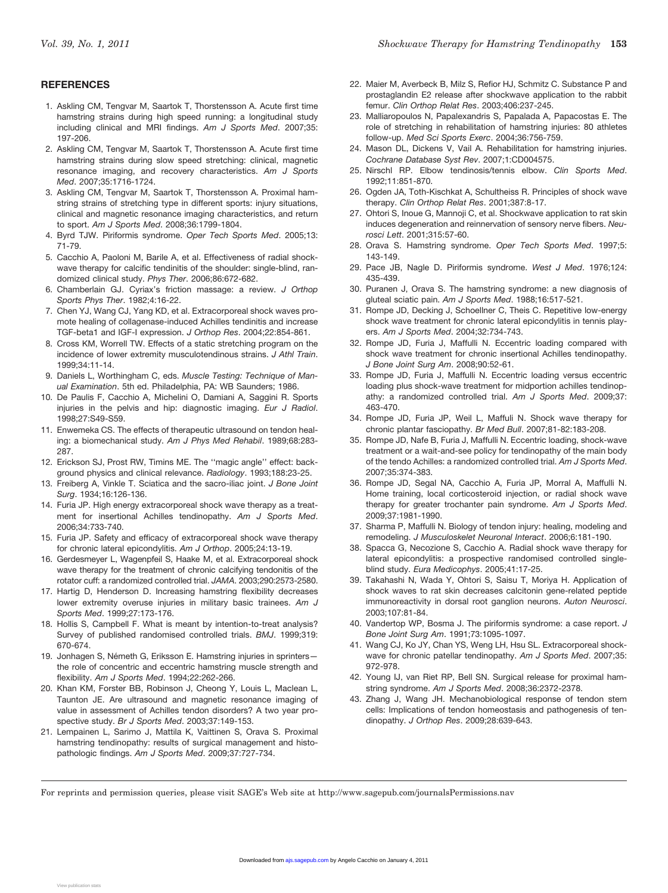## REFERENCES

1. Askling CM, Tengvar M, Saartok T, Thorstensson A. Acute first time hamstring strains during high speed running: a longitudinal study including clinical and MRI findings. *Am J Sports Med*. 2007;35:197-206.
2. Askling CM, Tengvar M, Saartok T, Thorstensson A. Acute first time hamstring strains during slow speed stretching: clinical, magnetic resonance imaging, and recovery characteristics. *Am J Sports Med*. 2007;35:1716-1724.
3. Askling CM, Tengvar M, Saartok T, Thorstensson A. Proximal hamstring strains of stretching type in different sports: injury situations, clinical and magnetic resonance imaging characteristics, and return to sport. *Am J Sports Med*. 2008;36:1799-1804.
4. Byrd TJW. Piriformis syndrome. *Oper Tech Sports Med*. 2005;13:71-79.
5. Cacchio A, Paoloni M, Barile A, et al. Effectiveness of radial shockwave therapy for calcific tendinitis of the shoulder: single-blind, randomized clinical study. *Phys Ther*. 2006;86:672-682.
6. Chamberlain GJ. Cyriax's friction massage: a review. *J Orthop Sports Phys Ther*. 1982;4:16-22.
7. Chen YJ, Wang CJ, Yang KD, et al. Extracorporeal shock waves promote healing of collagenase-induced Achilles tendinitis and increase TGF-beta1 and IGF-I expression. *J Orthop Res*. 2004;22:854-861.
8. Cross KM, Worrell TW. Effects of a static stretching program on the incidence of lower extremity musculotendinous strains. *J Athl Train*. 1999;34:11-14.
9. Daniels L, Worthingham C, eds. *Muscle Testing: Technique of Manual Examination*. 5th ed. Philadelphia, PA: WB Saunders; 1986.
10. De Paulis F, Cacchio A, Michelini O, Damiani A, Saggini R. Sports injuries in the pelvis and hip: diagnostic imaging. *Eur J Radiol*. 1998;27:S49-S59.
11. Enwemeka CS. The effects of therapeutic ultrasound on tendon healing: a biomechanical study. *Am J Phys Med Rehabil*. 1989;68:283-287.
12. Erickson SJ, Prost RW, Timins ME. The ''magic angle'' effect: background physics and clinical relevance. *Radiology*. 1993;188:23-25.
13. Freiberg A, Vinkle T. Sciatica and the sacro-iliac joint. *J Bone Joint Surg*. 1934;16:126-136.
14. Furia JP. High energy extracorporeal shock wave therapy as a treatment for insertional Achilles tendinopathy. *Am J Sports Med*. 2006;34:733-740.
15. Furia JP. Safety and efficacy of extracorporeal shock wave therapy for chronic lateral epicondylitis. *Am J Orthop*. 2005;24:13-19.
16. Gerdesmeyer L, Wagenpfeil S, Haake M, et al. Extracorporeal shock wave therapy for the treatment of chronic calcifying tendonitis of the rotator cuff: a randomized controlled trial. *JAMA*. 2003;290:2573-2580.
17. Hartig D, Henderson D. Increasing hamstring flexibility decreases lower extremity overuse injuries in military basic trainees. *Am J Sports Med*. 1999;27:173-176.
18. Hollis S, Campbell F. What is meant by intention-to-treat analysis? Survey of published randomised controlled trials. *BMJ*. 1999;319:670-674.
19. Jonhagen S, Németh G, Eriksson E. Hamstring injuries in sprinters—the role of concentric and eccentric hamstring muscle strength and flexibility. *Am J Sports Med*. 1994;22:262-266.
20. Khan KM, Forster BB, Robinson J, Cheong Y, Louis L, Maclean L, Taunton JE. Are ultrasound and magnetic resonance imaging of value in assessment of Achilles tendon disorders? A two year prospective study. *Br J Sports Med*. 2003;37:149-153.
21. Lempainen L, Sarimo J, Mattila K, Vaittinen S, Orava S. Proximal hamstring tendinopathy: results of surgical management and histopathologic findings. *Am J Sports Med*. 2009;37:727-734.
22. Maier M, Averbeck B, Milz S, Refior HJ, Schmitz C. Substance P and prostaglandin E2 release after shockwave application to the rabbit femur. *Clin Orthop Relat Res*. 2003;406:237-245.
23. Malliaropoulos N, Papalexandris S, Papalada A, Papacostas E. The role of stretching in rehabilitation of hamstring injuries: 80 athletes follow-up. *Med Sci Sports Exerc*. 2004;36:756-759.
24. Mason DL, Dickens V, Vail A. Rehabilitation for hamstring injuries. *Cochrane Database Syst Rev*. 2007;1:CD004575.
25. Nirschl RP. Elbow tendinosis/tennis elbow. *Clin Sports Med*. 1992;11:851-870.
26. Ogden JA, Toth-Kischkat A, Schultheiss R. Principles of shock wave therapy. *Clin Orthop Relat Res*. 2001;387:8-17.
27. Ohtori S, Inoue G, Mannoji C, et al. Shockwave application to rat skin induces degeneration and reinnervation of sensory nerve fibers. *Neurosci Lett*. 2001;315:57-60.
28. Orava S. Hamstring syndrome. *Oper Tech Sports Med*. 1997;5:143-149.
29. Pace JB, Nagle D. Piriformis syndrome. *West J Med*. 1976;124:435-439.
30. Puranen J, Orava S. The hamstring syndrome: a new diagnosis of gluteal sciatic pain. *Am J Sports Med*. 1988;16:517-521.
31. Rompe JD, Decking J, Schoellner C, Theis C. Repetitive low-energy shock wave treatment for chronic lateral epicondylitis in tennis players. *Am J Sports Med*. 2004;32:734-743.
32. Rompe JD, Furia J, Maffulli N. Eccentric loading compared with shock wave treatment for chronic insertional Achilles tendinopathy. *J Bone Joint Surg Am*. 2008;90:52-61.
33. Rompe JD, Furia J, Maffulli N. Eccentric loading versus eccentric loading plus shock-wave treatment for midportion achilles tendinopathy: a randomized controlled trial. *Am J Sports Med*. 2009;37:463-470.
34. Rompe JD, Furia JP, Weil L, Maffuli N. Shock wave therapy for chronic plantar fasciopathy. *Br Med Bull*. 2007;81-82:183-208.
35. Rompe JD, Nafe B, Furia J, Maffulli N. Eccentric loading, shock-wave treatment or a wait-and-see policy for tendinopathy of the main body of the tendo Achilles: a randomized controlled trial. *Am J Sports Med*. 2007;35:374-383.
36. Rompe JD, Segal NA, Cacchio A, Furia JP, Morral A, Maffulli N. Home training, local corticosteroid injection, or radial shock wave therapy for greater trochanter pain syndrome. *Am J Sports Med*. 2009;37:1981-1990.
37. Sharma P, Maffulli N. Biology of tendon injury: healing, modeling and remodeling. *J Musculoskelet Neuronal Interact*. 2006;6:181-190.
38. Spacca G, Necozione S, Cacchio A. Radial shock wave therapy for lateral epicondylitis: a prospective randomised controlled single-blind study. *Eura Medicophys*. 2005;41:17-25.
39. Takahashi N, Wada Y, Ohtori S, Saisu T, Moriya H. Application of shock waves to rat skin decreases calcitonin gene-related peptide immunoreactivity in dorsal root ganglion neurons. *Auton Neurosci*. 2003;107:81-84.
40. Vandertop WP, Bosma J. The piriformis syndrome: a case report. *J Bone Joint Surg Am*. 1991;73:1095-1097.
41. Wang CJ, Ko JY, Chan YS, Weng LH, Hsu SL. Extracorporeal shockwave for chronic patellar tendinopathy. *Am J Sports Med*. 2007;35:972-978.
42. Young IJ, van Riet RP, Bell SN. Surgical release for proximal hamstring syndrome. *Am J Sports Med*. 2008;36:2372-2378.
43. Zhang J, Wang JH. Mechanobiological response of tendon stem cells: Implications of tendon homeostasis and pathogenesis of tendinopathy. *J Orthop Res*. 2009;28:639-643.

For reprints and permission queries, please visit SAGE's Web site at http://www.sagepub.com/journalsPermissions.nav